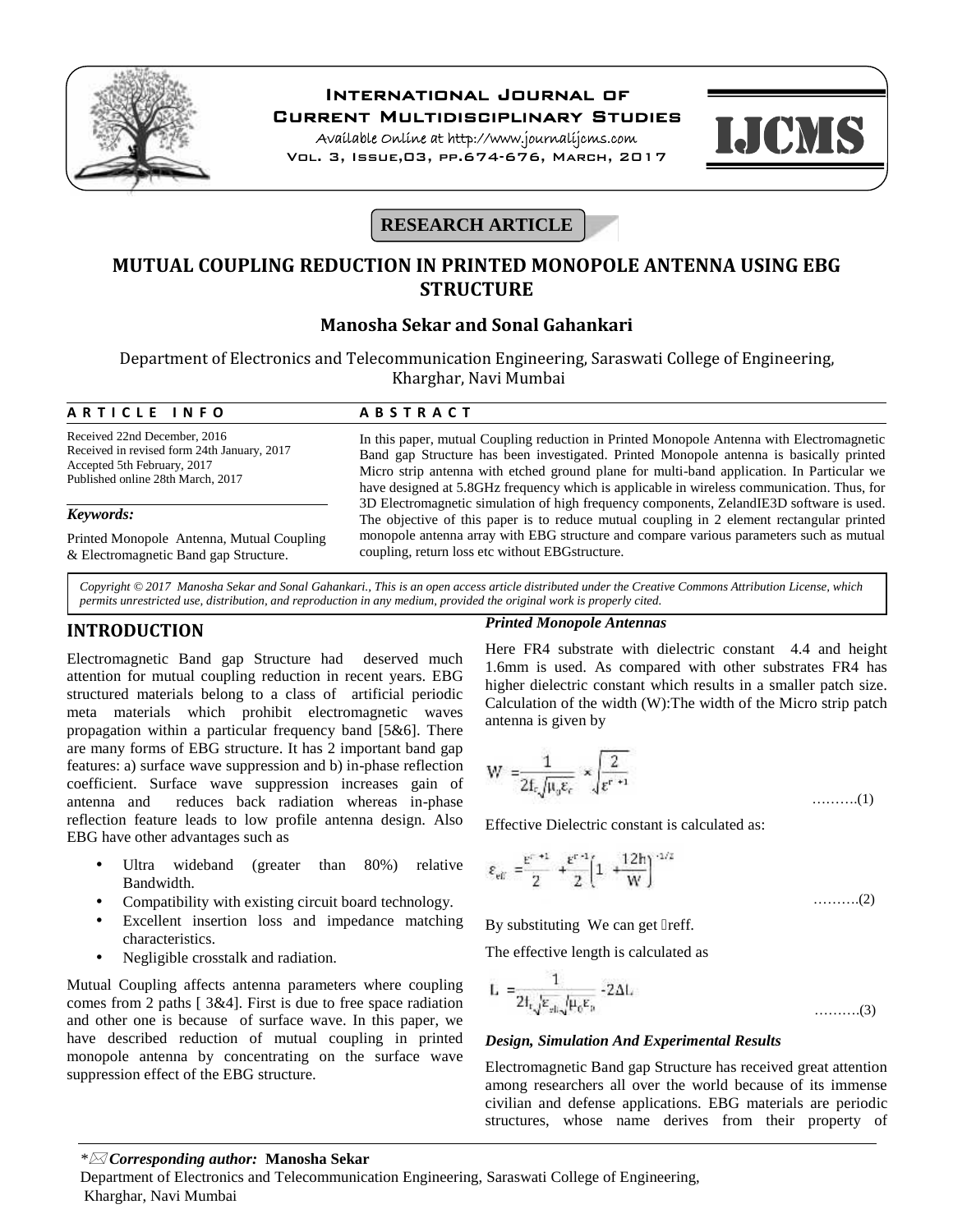**RESEARCH ARTICLE**

# MUTUAL COUPLING REDUCTION IN PRINTED MONOPOLE ANTENNA USING EBG STRUCTURE

**Manosha Sekar and Sonal Gahankari**

Department of Electronics and Telecommunication Engineering, Saraswati College of Engineering, Kharghar, Navi Mumbai

**ARTICLE INFO**

Received 22nd December, 2016
Received in revised form 24th January, 2017
Accepted 5th February, 2017
Published online 28th March, 2017

***Keywords:***

Printed Monopole Antenna, Mutual Coupling & Electromagnetic Band gap Structure.

**ABSTRACT**

In this paper, mutual Coupling reduction in Printed Monopole Antenna with Electromagnetic Band gap Structure has been investigated. Printed Monopole antenna is basically printed Micro strip antenna with etched ground plane for multi-band application. In Particular we have designed at 5.8GHz frequency which is applicable in wireless communication. Thus, for 3D Electromagnetic simulation of high frequency components, ZelandIE3D software is used. The objective of this paper is to reduce mutual coupling in 2 element rectangular printed monopole antenna array with EBG structure and compare various parameters such as mutual coupling, return loss etc without EBGstructure.

*Copyright © 2017 Manosha Sekar and Sonal Gahankari., This is an open access article distributed under the Creative Commons Attribution License, which permits unrestricted use, distribution, and reproduction in any medium, provided the original work is properly cited.*

## INTRODUCTION

Electromagnetic Band gap Structure had deserved much attention for mutual coupling reduction in recent years. EBG structured materials belong to a class of artificial periodic meta materials which prohibit electromagnetic waves propagation within a particular frequency band [5&6]. There are many forms of EBG structure. It has 2 important band gap features: a) surface wave suppression and b) in-phase reflection coefficient. Surface wave suppression increases gain of antenna and reduces back radiation whereas in-phase reflection feature leads to low profile antenna design. Also EBG have other advantages such as

- Ultra wideband (greater than 80%) relative Bandwidth.
- Compatibility with existing circuit board technology.
- Excellent insertion loss and impedance matching characteristics.
- Negligible crosstalk and radiation.

Mutual Coupling affects antenna parameters where coupling comes from 2 paths [ 3&4]. First is due to free space radiation and other one is because of surface wave. In this paper, we have described reduction of mutual coupling in printed monopole antenna by concentrating on the surface wave suppression effect of the EBG structure.

### *Printed Monopole Antennas*

Here FR4 substrate with dielectric constant 4.4 and height 1.6mm is used. As compared with other substrates FR4 has higher dielectric constant which results in a smaller patch size. Calculation of the width (W):The width of the Micro strip patch antenna is given by

$$W = \frac{1}{2f_r\sqrt{\mu_0\varepsilon_r}} \times \sqrt{\frac{2}{\varepsilon^r+1}} \quad \text{……….(1)}$$

Effective Dielectric constant is calculated as:

$$\varepsilon_{eff} = \frac{\varepsilon^r+1}{2} + \frac{\varepsilon^r-1}{2}\left(1 + \frac{12h}{W}\right)^{-1/2} \quad \text{……….(2)}$$

By substituting We can get εreff.

The effective length is calculated as

$$L = \frac{1}{2f_r\sqrt{\varepsilon_{eff}}\sqrt{\mu_0\varepsilon_0}} - 2\Delta L \quad \text{……….(3)}$$

### *Design, Simulation And Experimental Results*

Electromagnetic Band gap Structure has received great attention among researchers all over the world because of its immense civilian and defense applications. EBG materials are periodic structures, whose name derives from their property of

---

\*✉ ***Corresponding author:*** **Manosha Sekar**
Department of Electronics and Telecommunication Engineering, Saraswati College of Engineering, Kharghar, Navi Mumbai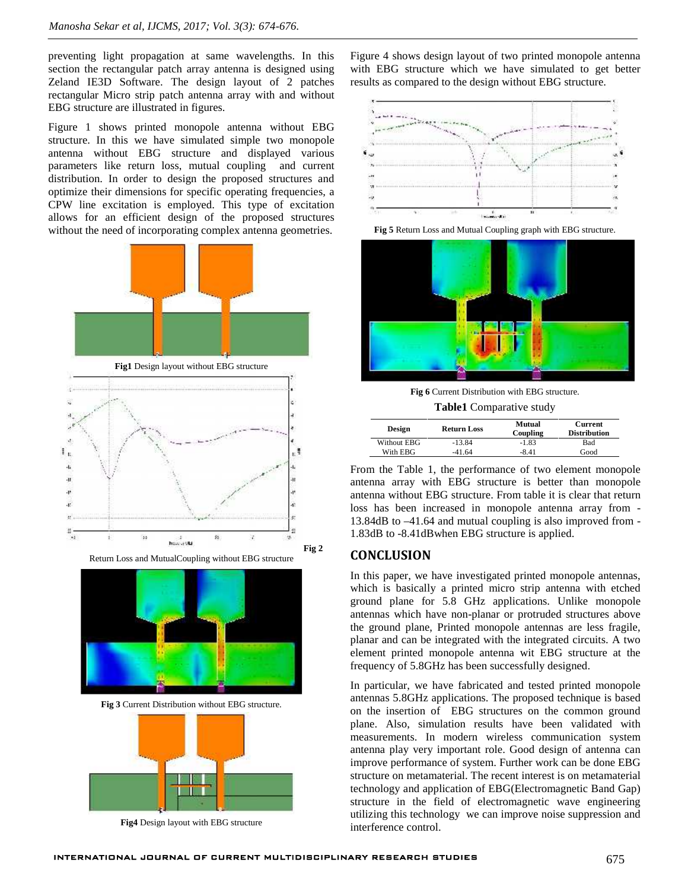preventing light propagation at same wavelengths. In this section the rectangular patch array antenna is designed using Zeland IE3D Software. The design layout of 2 patches rectangular Micro strip patch antenna array with and without EBG structure are illustrated in figures.

Figure 1 shows printed monopole antenna without EBG structure. In this we have simulated simple two monopole antenna without EBG structure and displayed various parameters like return loss, mutual coupling and current distribution. In order to design the proposed structures and optimize their dimensions for specific operating frequencies, a CPW line excitation is employed. This type of excitation allows for an efficient design of the proposed structures without the need of incorporating complex antenna geometries.

**Fig1** Design layout without EBG structure

**Fig 2** Return Loss and MutualCoupling without EBG structure

**Fig 3** Current Distribution without EBG structure.

**Fig4** Design layout with EBG structure

Figure 4 shows design layout of two printed monopole antenna with EBG structure which we have simulated to get better results as compared to the design without EBG structure.

**Fig 5** Return Loss and Mutual Coupling graph with EBG structure.

**Fig 6** Current Distribution with EBG structure.

**Table1** Comparative study

| Design | Return Loss | Mutual Coupling | Current Distribution |
|---|---|---|---|
| Without EBG | -13.84 | -1.83 | Bad |
| With EBG | -41.64 | -8.41 | Good |

From the Table 1, the performance of two element monopole antenna array with EBG structure is better than monopole antenna without EBG structure. From table it is clear that return loss has been increased in monopole antenna array from -13.84dB to –41.64 and mutual coupling is also improved from -1.83dB to -8.41dBwhen EBG structure is applied.

## CONCLUSION

In this paper, we have investigated printed monopole antennas, which is basically a printed micro strip antenna with etched ground plane for 5.8 GHz applications. Unlike monopole antennas which have non-planar or protruded structures above the ground plane, Printed monopole antennas are less fragile, planar and can be integrated with the integrated circuits. A two element printed monopole antenna wit EBG structure at the frequency of 5.8GHz has been successfully designed.

In particular, we have fabricated and tested printed monopole antennas 5.8GHz applications. The proposed technique is based on the insertion of EBG structures on the common ground plane. Also, simulation results have been validated with measurements. In modern wireless communication system antenna play very important role. Good design of antenna can improve performance of system. Further work can be done EBG structure on metamaterial. The recent interest is on metamaterial technology and application of EBG(Electromagnetic Band Gap) structure in the field of electromagnetic wave engineering utilizing this technology we can improve noise suppression and interference control.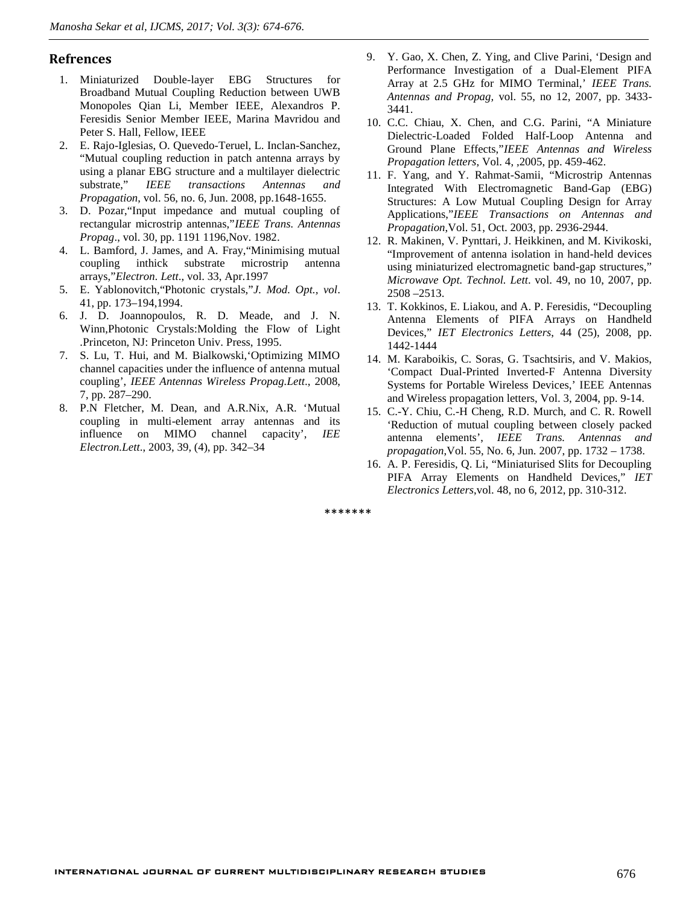## Refrences

1. Miniaturized Double-layer EBG Structures for Broadband Mutual Coupling Reduction between UWB Monopoles Qian Li, Member IEEE, Alexandros P. Feresidis Senior Member IEEE, Marina Mavridou and Peter S. Hall, Fellow, IEEE
2. E. Rajo-Iglesias, O. Quevedo-Teruel, L. Inclan-Sanchez, "Mutual coupling reduction in patch antenna arrays by using a planar EBG structure and a multilayer dielectric substrate," *IEEE transactions Antennas and Propagation*, vol. 56, no. 6, Jun. 2008, pp.1648-1655.
3. D. Pozar,"Input impedance and mutual coupling of rectangular microstrip antennas,"*IEEE Trans. Antennas Propag*., vol. 30, pp. 1191 1196,Nov. 1982.
4. L. Bamford, J. James, and A. Fray,"Minimising mutual coupling inthick substrate microstrip antenna arrays,"*Electron. Lett*., vol. 33, Apr.1997
5. E. Yablonovitch,"Photonic crystals,"*J. Mod. Opt., vol*. 41, pp. 173–194,1994.
6. J. D. Joannopoulos, R. D. Meade, and J. N. Winn,Photonic Crystals:Molding the Flow of Light .Princeton, NJ: Princeton Univ. Press, 1995.
7. S. Lu, T. Hui, and M. Bialkowski,'Optimizing MIMO channel capacities under the influence of antenna mutual coupling', *IEEE Antennas Wireless Propag.Lett*., 2008, 7, pp. 287–290.
8. P.N Fletcher, M. Dean, and A.R.Nix, A.R. 'Mutual coupling in multi-element array antennas and its influence on MIMO channel capacity', *IEE Electron.Lett*., 2003, 39, (4), pp. 342–34
9. Y. Gao, X. Chen, Z. Ying, and Clive Parini, 'Design and Performance Investigation of a Dual-Element PIFA Array at 2.5 GHz for MIMO Terminal,' *IEEE Trans. Antennas and Propag*, vol. 55, no 12, 2007, pp. 3433-3441.
10. C.C. Chiau, X. Chen, and C.G. Parini, "A Miniature Dielectric-Loaded Folded Half-Loop Antenna and Ground Plane Effects,"*IEEE Antennas and Wireless Propagation letters*, Vol. 4, ,2005, pp. 459-462.
11. F. Yang, and Y. Rahmat-Samii, "Microstrip Antennas Integrated With Electromagnetic Band-Gap (EBG) Structures: A Low Mutual Coupling Design for Array Applications,"*IEEE Transactions on Antennas and Propagation*,Vol. 51, Oct. 2003, pp. 2936-2944.
12. R. Makinen, V. Pynttari, J. Heikkinen, and M. Kivikoski, "Improvement of antenna isolation in hand-held devices using miniaturized electromagnetic band-gap structures," *Microwave Opt. Technol. Lett*. vol. 49, no 10, 2007, pp. 2508 –2513.
13. T. Kokkinos, E. Liakou, and A. P. Feresidis, "Decoupling Antenna Elements of PIFA Arrays on Handheld Devices," *IET Electronics Letters*, 44 (25), 2008, pp. 1442-1444
14. M. Karaboikis, C. Soras, G. Tsachtsiris, and V. Makios, 'Compact Dual-Printed Inverted-F Antenna Diversity Systems for Portable Wireless Devices,' IEEE Antennas and Wireless propagation letters, Vol. 3, 2004, pp. 9-14.
15. C.-Y. Chiu, C.-H Cheng, R.D. Murch, and C. R. Rowell 'Reduction of mutual coupling between closely packed antenna elements', *IEEE Trans. Antennas and propagation*,Vol. 55, No. 6, Jun. 2007, pp. 1732 – 1738.
16. A. P. Feresidis, Q. Li, "Miniaturised Slits for Decoupling PIFA Array Elements on Handheld Devices," *IET Electronics Letters*,vol. 48, no 6, 2012, pp. 310-312.

*******